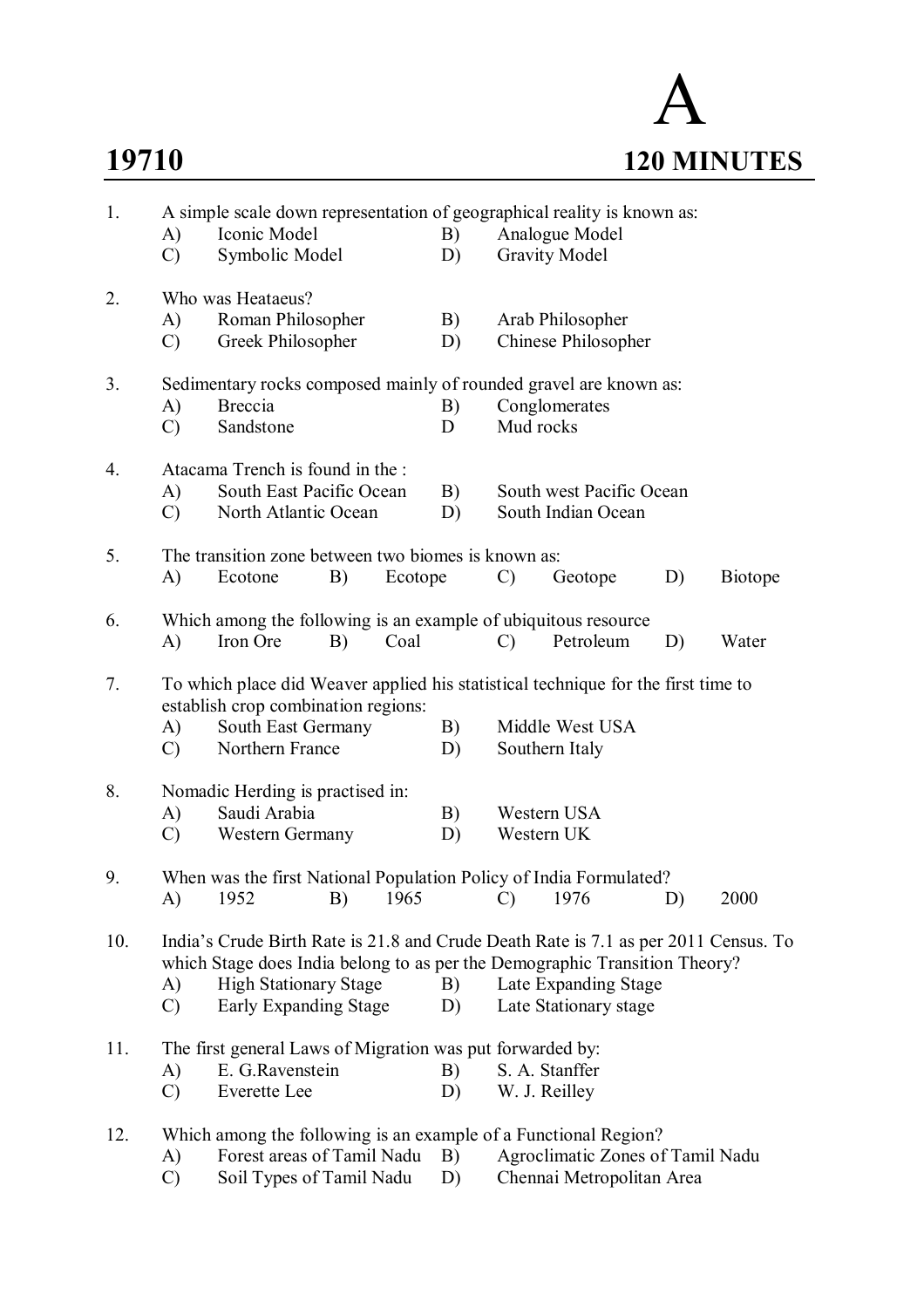# A

**19710** **120 MINUTES**

1. A simple scale down representation of geographical reality is known as:
   - A) Iconic Model
   - B) Analogue Model
   - C) Symbolic Model
   - D) Gravity Model

2. Who was Heataeus?
   - A) Roman Philosopher
   - B) Arab Philosopher
   - C) Greek Philosopher
   - D) Chinese Philosopher

3. Sedimentary rocks composed mainly of rounded gravel are known as:
   - A) Breccia
   - B) Conglomerates
   - C) Sandstone
   - D Mud rocks

4. Atacama Trench is found in the :
   - A) South East Pacific Ocean
   - B) South west Pacific Ocean
   - C) North Atlantic Ocean
   - D) South Indian Ocean

5. The transition zone between two biomes is known as:
   - A) Ecotone
   - B) Ecotope
   - C) Geotope
   - D) Biotope

6. Which among the following is an example of ubiquitous resource
   - A) Iron Ore
   - B) Coal
   - C) Petroleum
   - D) Water

7. To which place did Weaver applied his statistical technique for the first time to establish crop combination regions:
   - A) South East Germany
   - B) Middle West USA
   - C) Northern France
   - D) Southern Italy

8. Nomadic Herding is practised in:
   - A) Saudi Arabia
   - B) Western USA
   - C) Western Germany
   - D) Western UK

9. When was the first National Population Policy of India Formulated?
   - A) 1952
   - B) 1965
   - C) 1976
   - D) 2000

10. India's Crude Birth Rate is 21.8 and Crude Death Rate is 7.1 as per 2011 Census. To which Stage does India belong to as per the Demographic Transition Theory?
    - A) High Stationary Stage
    - B) Late Expanding Stage
    - C) Early Expanding Stage
    - D) Late Stationary stage

11. The first general Laws of Migration was put forwarded by:
    - A) E. G.Ravenstein
    - B) S. A. Stanffer
    - C) Everette Lee
    - D) W. J. Reilley

12. Which among the following is an example of a Functional Region?
    - A) Forest areas of Tamil Nadu
    - B) Agroclimatic Zones of Tamil Nadu
    - C) Soil Types of Tamil Nadu
    - D) Chennai Metropolitan Area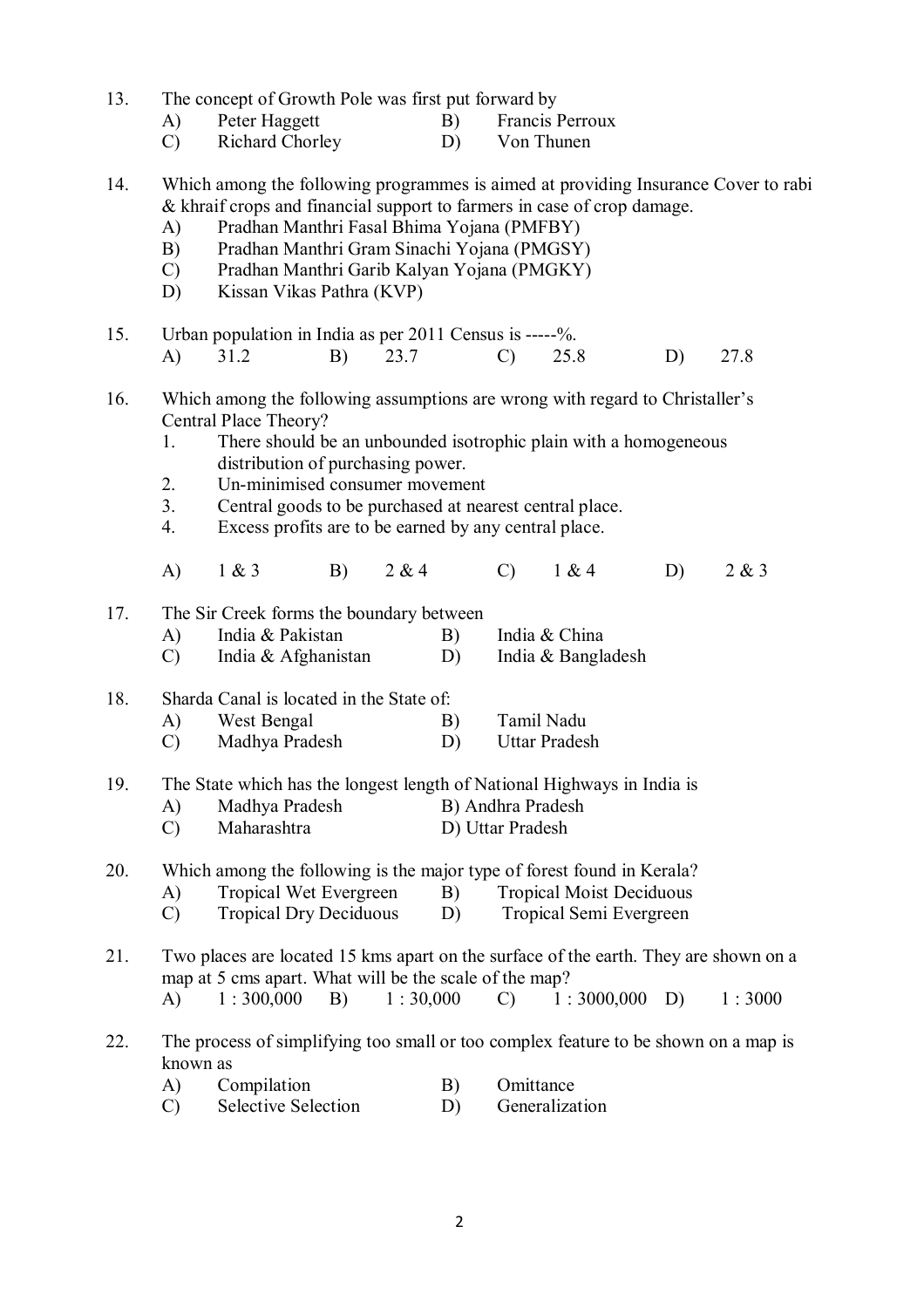13. The concept of Growth Pole was first put forward by
    - A) Peter Haggett
    - B) Francis Perroux
    - C) Richard Chorley
    - D) Von Thunen

14. Which among the following programmes is aimed at providing Insurance Cover to rabi & khraif crops and financial support to farmers in case of crop damage.
    - A) Pradhan Manthri Fasal Bhima Yojana (PMFBY)
    - B) Pradhan Manthri Gram Sinachi Yojana (PMGSY)
    - C) Pradhan Manthri Garib Kalyan Yojana (PMGKY)
    - D) Kissan Vikas Pathra (KVP)

15. Urban population in India as per 2011 Census is -----%.
    - A) 31.2
    - B) 23.7
    - C) 25.8
    - D) 27.8

16. Which among the following assumptions are wrong with regard to Christaller's Central Place Theory?
    1. There should be an unbounded isotrophic plain with a homogeneous distribution of purchasing power.
    2. Un-minimised consumer movement
    3. Central goods to be purchased at nearest central place.
    4. Excess profits are to be earned by any central place.

    - A) 1 & 3
    - B) 2 & 4
    - C) 1 & 4
    - D) 2 & 3

17. The Sir Creek forms the boundary between
    - A) India & Pakistan
    - B) India & China
    - C) India & Afghanistan
    - D) India & Bangladesh

18. Sharda Canal is located in the State of:
    - A) West Bengal
    - B) Tamil Nadu
    - C) Madhya Pradesh
    - D) Uttar Pradesh

19. The State which has the longest length of National Highways in India is
    - A) Madhya Pradesh
    - B) Andhra Pradesh
    - C) Maharashtra
    - D) Uttar Pradesh

20. Which among the following is the major type of forest found in Kerala?
    - A) Tropical Wet Evergreen
    - B) Tropical Moist Deciduous
    - C) Tropical Dry Deciduous
    - D) Tropical Semi Evergreen

21. Two places are located 15 kms apart on the surface of the earth. They are shown on a map at 5 cms apart. What will be the scale of the map?
    - A) 1 : 300,000
    - B) 1 : 30,000
    - C) 1 : 3000,000
    - D) 1 : 3000

22. The process of simplifying too small or too complex feature to be shown on a map is known as
    - A) Compilation
    - B) Omittance
    - C) Selective Selection
    - D) Generalization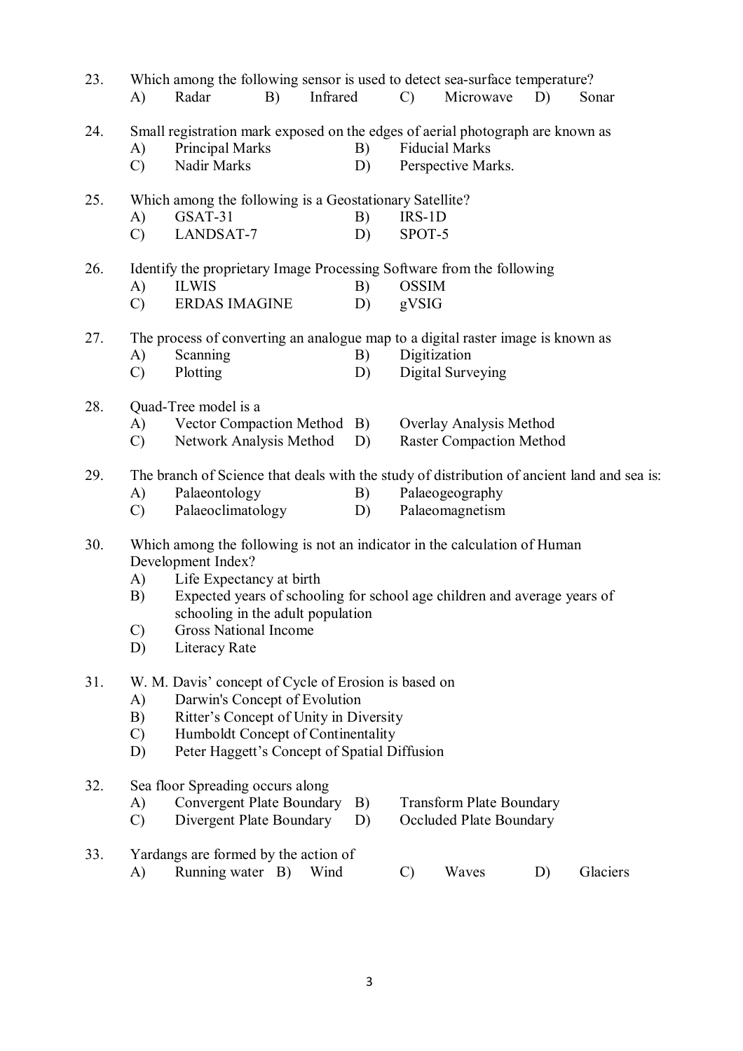23. Which among the following sensor is used to detect sea-surface temperature?
    A) Radar B) Infrared C) Microwave D) Sonar

24. Small registration mark exposed on the edges of aerial photograph are known as
    A) Principal Marks B) Fiducial Marks
    C) Nadir Marks D) Perspective Marks.

25. Which among the following is a Geostationary Satellite?
    A) GSAT-31 B) IRS-1D
    C) LANDSAT-7 D) SPOT-5

26. Identify the proprietary Image Processing Software from the following
    A) ILWIS B) OSSIM
    C) ERDAS IMAGINE D) gVSIG

27. The process of converting an analogue map to a digital raster image is known as
    A) Scanning B) Digitization
    C) Plotting D) Digital Surveying

28. Quad-Tree model is a
    A) Vector Compaction Method B) Overlay Analysis Method
    C) Network Analysis Method D) Raster Compaction Method

29. The branch of Science that deals with the study of distribution of ancient land and sea is:
    A) Palaeontology B) Palaeogeography
    C) Palaeoclimatology D) Palaeomagnetism

30. Which among the following is not an indicator in the calculation of Human Development Index?
    A) Life Expectancy at birth
    B) Expected years of schooling for school age children and average years of schooling in the adult population
    C) Gross National Income
    D) Literacy Rate

31. W. M. Davis' concept of Cycle of Erosion is based on
    A) Darwin's Concept of Evolution
    B) Ritter's Concept of Unity in Diversity
    C) Humboldt Concept of Continentality
    D) Peter Haggett's Concept of Spatial Diffusion

32. Sea floor Spreading occurs along
    A) Convergent Plate Boundary B) Transform Plate Boundary
    C) Divergent Plate Boundary D) Occluded Plate Boundary

33. Yardangs are formed by the action of
    A) Running water B) Wind C) Waves D) Glaciers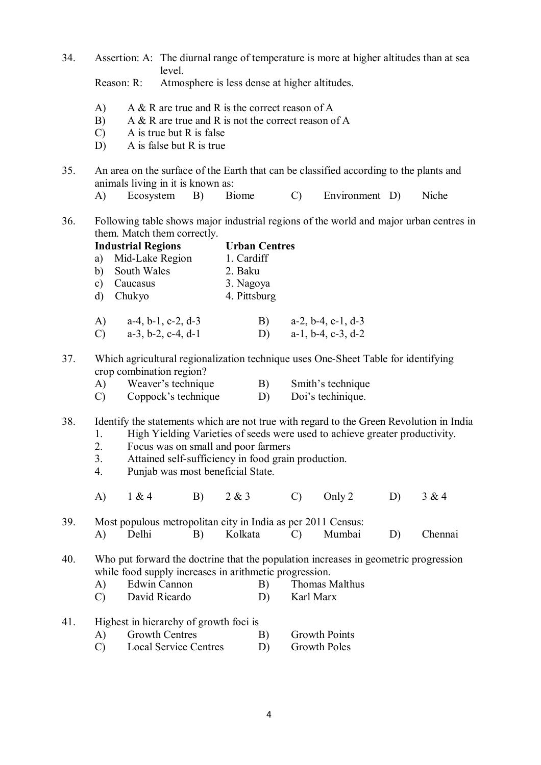34. Assertion: A: The diurnal range of temperature is more at higher altitudes than at sea level.
    Reason: R: Atmosphere is less dense at higher altitudes.

    A) A & R are true and R is the correct reason of A
    B) A & R are true and R is not the correct reason of A
    C) A is true but R is false
    D) A is false but R is true

35. An area on the surface of the Earth that can be classified according to the plants and animals living in it is known as:
    A) Ecosystem B) Biome C) Environment D) Niche

36. Following table shows major industrial regions of the world and major urban centres in them. Match them correctly.

| **Industrial Regions** | **Urban Centres** |
|---|---|
| a) Mid-Lake Region | 1. Cardiff |
| b) South Wales | 2. Baku |
| c) Caucasus | 3. Nagoya |
| d) Chukyo | 4. Pittsburg |

    A) a-4, b-1, c-2, d-3    B) a-2, b-4, c-1, d-3
    C) a-3, b-2, c-4, d-1    D) a-1, b-4, c-3, d-2

37. Which agricultural regionalization technique uses One-Sheet Table for identifying crop combination region?
    A) Weaver's technique    B) Smith's technique
    C) Coppock's technique    D) Doi's techinique.

38. Identify the statements which are not true with regard to the Green Revolution in India
    1. High Yielding Varieties of seeds were used to achieve greater productivity.
    2. Focus was on small and poor farmers
    3. Attained self-sufficiency in food grain production.
    4. Punjab was most beneficial State.

    A) 1 & 4 B) 2 & 3 C) Only 2 D) 3 & 4

39. Most populous metropolitan city in India as per 2011 Census:
    A) Delhi B) Kolkata C) Mumbai D) Chennai

40. Who put forward the doctrine that the population increases in geometric progression while food supply increases in arithmetic progression.
    A) Edwin Cannon    B) Thomas Malthus
    C) David Ricardo    D) Karl Marx

41. Highest in hierarchy of growth foci is
    A) Growth Centres    B) Growth Points
    C) Local Service Centres    D) Growth Poles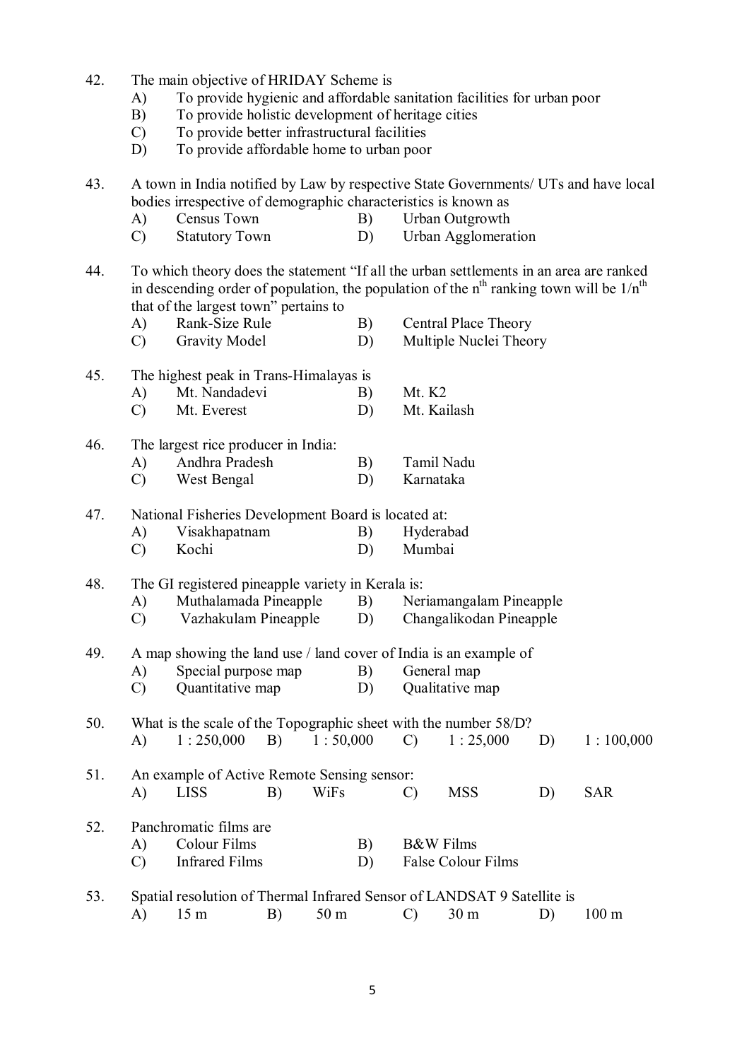42. The main objective of HRIDAY Scheme is
    - A) To provide hygienic and affordable sanitation facilities for urban poor
    - B) To provide holistic development of heritage cities
    - C) To provide better infrastructural facilities
    - D) To provide affordable home to urban poor

43. A town in India notified by Law by respective State Governments/ UTs and have local bodies irrespective of demographic characteristics is known as
    - A) Census Town
    - B) Urban Outgrowth
    - C) Statutory Town
    - D) Urban Agglomeration

44. To which theory does the statement "If all the urban settlements in an area are ranked in descending order of population, the population of the $n^{th}$ ranking town will be $1/n^{th}$ that of the largest town" pertains to
    - A) Rank-Size Rule
    - B) Central Place Theory
    - C) Gravity Model
    - D) Multiple Nuclei Theory

45. The highest peak in Trans-Himalayas is
    - A) Mt. Nandadevi
    - B) Mt. K2
    - C) Mt. Everest
    - D) Mt. Kailash

46. The largest rice producer in India:
    - A) Andhra Pradesh
    - B) Tamil Nadu
    - C) West Bengal
    - D) Karnataka

47. National Fisheries Development Board is located at:
    - A) Visakhapatnam
    - B) Hyderabad
    - C) Kochi
    - D) Mumbai

48. The GI registered pineapple variety in Kerala is:
    - A) Muthalamada Pineapple
    - B) Neriamangalam Pineapple
    - C) Vazhakulam Pineapple
    - D) Changalikodan Pineapple

49. A map showing the land use / land cover of India is an example of
    - A) Special purpose map
    - B) General map
    - C) Quantitative map
    - D) Qualitative map

50. What is the scale of the Topographic sheet with the number 58/D?
    - A) 1 : 250,000
    - B) 1 : 50,000
    - C) 1 : 25,000
    - D) 1 : 100,000

51. An example of Active Remote Sensing sensor:
    - A) LISS
    - B) WiFs
    - C) MSS
    - D) SAR

52. Panchromatic films are
    - A) Colour Films
    - B) B&W Films
    - C) Infrared Films
    - D) False Colour Films

53. Spatial resolution of Thermal Infrared Sensor of LANDSAT 9 Satellite is
    - A) 15 m
    - B) 50 m
    - C) 30 m
    - D) 100 m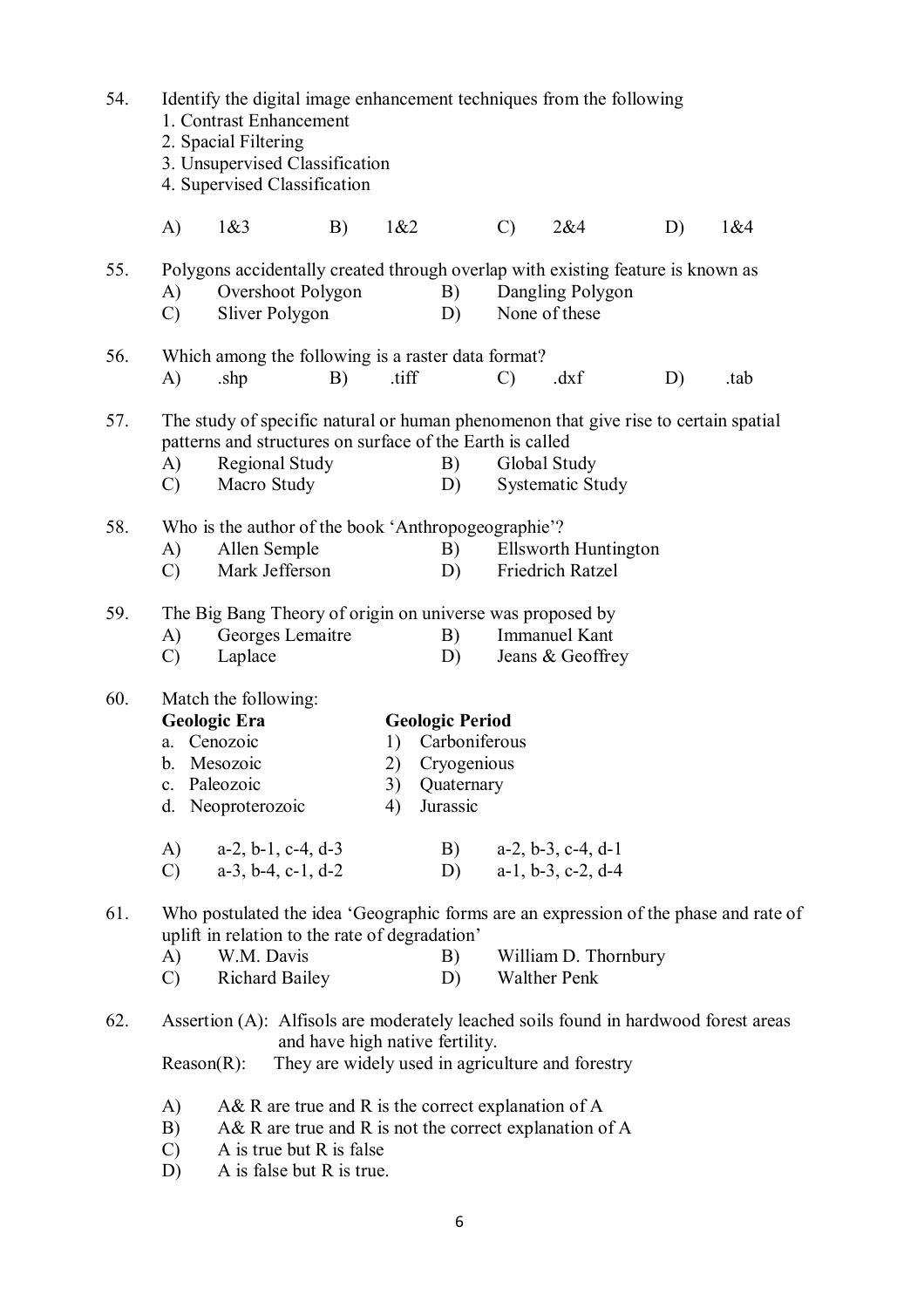54. Identify the digital image enhancement techniques from the following
   1. Contrast Enhancement
   2. Spacial Filtering
   3. Unsupervised Classification
   4. Supervised Classification

   A) 1&3 B) 1&2 C) 2&4 D) 1&4

55. Polygons accidentally created through overlap with existing feature is known as
   A) Overshoot Polygon B) Dangling Polygon
   C) Sliver Polygon D) None of these

56. Which among the following is a raster data format?
   A) .shp B) .tiff C) .dxf D) .tab

57. The study of specific natural or human phenomenon that give rise to certain spatial patterns and structures on surface of the Earth is called
   A) Regional Study B) Global Study
   C) Macro Study D) Systematic Study

58. Who is the author of the book 'Anthropogeographie'?
   A) Allen Semple B) Ellsworth Huntington
   C) Mark Jefferson D) Friedrich Ratzel

59. The Big Bang Theory of origin on universe was proposed by
   A) Georges Lemaitre B) Immanuel Kant
   C) Laplace D) Jeans & Geoffrey

60. Match the following:

| **Geologic Era** | **Geologic Period** |
|---|---|
| a. Cenozoic | 1) Carboniferous |
| b. Mesozoic | 2) Cryogenious |
| c. Paleozoic | 3) Quaternary |
| d. Neoproterozoic | 4) Jurassic |

   A) a-2, b-1, c-4, d-3 B) a-2, b-3, c-4, d-1
   C) a-3, b-4, c-1, d-2 D) a-1, b-3, c-2, d-4

61. Who postulated the idea 'Geographic forms are an expression of the phase and rate of uplift in relation to the rate of degradation'
   A) W.M. Davis B) William D. Thornbury
   C) Richard Bailey D) Walther Penk

62. Assertion (A): Alfisols are moderately leached soils found in hardwood forest areas and have high native fertility.
   Reason(R): They are widely used in agriculture and forestry

   A) A& R are true and R is the correct explanation of A
   B) A& R are true and R is not the correct explanation of A
   C) A is true but R is false
   D) A is false but R is true.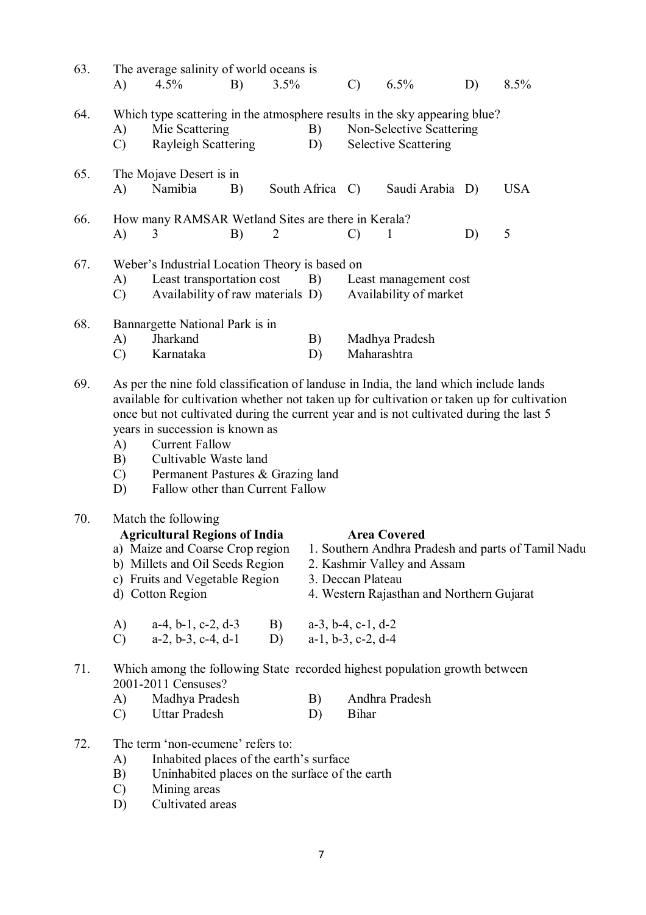63. The average salinity of world oceans is

A) 4.5% B) 3.5% C) 6.5% D) 8.5%

64. Which type scattering in the atmosphere results in the sky appearing blue?

A) Mie Scattering B) Non-Selective Scattering
C) Rayleigh Scattering D) Selective Scattering

65. The Mojave Desert is in

A) Namibia B) South Africa C) Saudi Arabia D) USA

66. How many RAMSAR Wetland Sites are there in Kerala?

A) 3 B) 2 C) 1 D) 5

67. Weber's Industrial Location Theory is based on

A) Least transportation cost B) Least management cost
C) Availability of raw materials D) Availability of market

68. Bannargette National Park is in

A) Jharkand B) Madhya Pradesh
C) Karnataka D) Maharashtra

69. As per the nine fold classification of landuse in India, the land which include lands available for cultivation whether not taken up for cultivation or taken up for cultivation once but not cultivated during the current year and is not cultivated during the last 5 years in succession is known as

A) Current Fallow
B) Cultivable Waste land
C) Permanent Pastures & Grazing land
D) Fallow other than Current Fallow

70. Match the following

| Agricultural Regions of India | Area Covered |
|---|---|
| a) Maize and Coarse Crop region | 1. Southern Andhra Pradesh and parts of Tamil Nadu |
| b) Millets and Oil Seeds Region | 2. Kashmir Valley and Assam |
| c) Fruits and Vegetable Region | 3. Deccan Plateau |
| d) Cotton Region | 4. Western Rajasthan and Northern Gujarat |

A) a-4, b-1, c-2, d-3 B) a-3, b-4, c-1, d-2
C) a-2, b-3, c-4, d-1 D) a-1, b-3, c-2, d-4

71. Which among the following State recorded highest population growth between 2001-2011 Censuses?

A) Madhya Pradesh B) Andhra Pradesh
C) Uttar Pradesh D) Bihar

72. The term 'non-ecumene' refers to:

A) Inhabited places of the earth's surface
B) Uninhabited places on the surface of the earth
C) Mining areas
D) Cultivated areas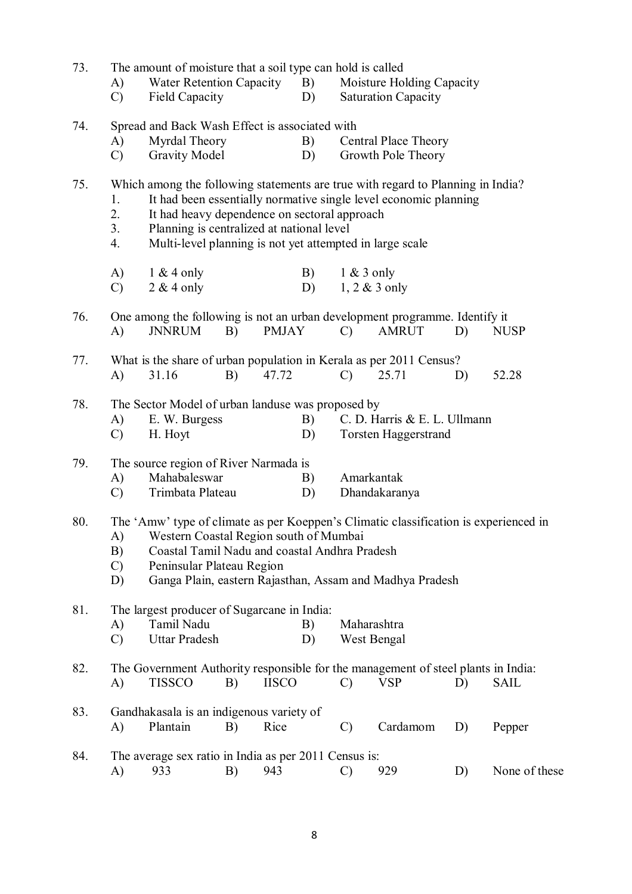73. The amount of moisture that a soil type can hold is called
   A) Water Retention Capacity B) Moisture Holding Capacity
   C) Field Capacity D) Saturation Capacity

74. Spread and Back Wash Effect is associated with
   A) Myrdal Theory B) Central Place Theory
   C) Gravity Model D) Growth Pole Theory

75. Which among the following statements are true with regard to Planning in India?
   1. It had been essentially normative single level economic planning
   2. It had heavy dependence on sectoral approach
   3. Planning is centralized at national level
   4. Multi-level planning is not yet attempted in large scale

   A) 1 & 4 only B) 1 & 3 only
   C) 2 & 4 only D) 1, 2 & 3 only

76. One among the following is not an urban development programme. Identify it
   A) JNNRUM B) PMJAY C) AMRUT D) NUSP

77. What is the share of urban population in Kerala as per 2011 Census?
   A) 31.16 B) 47.72 C) 25.71 D) 52.28

78. The Sector Model of urban landuse was proposed by
   A) E. W. Burgess B) C. D. Harris & E. L. Ullmann
   C) H. Hoyt D) Torsten Haggerstrand

79. The source region of River Narmada is
   A) Mahabaleswar B) Amarkantak
   C) Trimbata Plateau D) Dhandakaranya

80. The 'Amw' type of climate as per Koeppen's Climatic classification is experienced in
   A) Western Coastal Region south of Mumbai
   B) Coastal Tamil Nadu and coastal Andhra Pradesh
   C) Peninsular Plateau Region
   D) Ganga Plain, eastern Rajasthan, Assam and Madhya Pradesh

81. The largest producer of Sugarcane in India:
   A) Tamil Nadu B) Maharashtra
   C) Uttar Pradesh D) West Bengal

82. The Government Authority responsible for the management of steel plants in India:
   A) TISSCO B) IISCO C) VSP D) SAIL

83. Gandhakasala is an indigenous variety of
   A) Plantain B) Rice C) Cardamom D) Pepper

84. The average sex ratio in India as per 2011 Census is:
   A) 933 B) 943 C) 929 D) None of these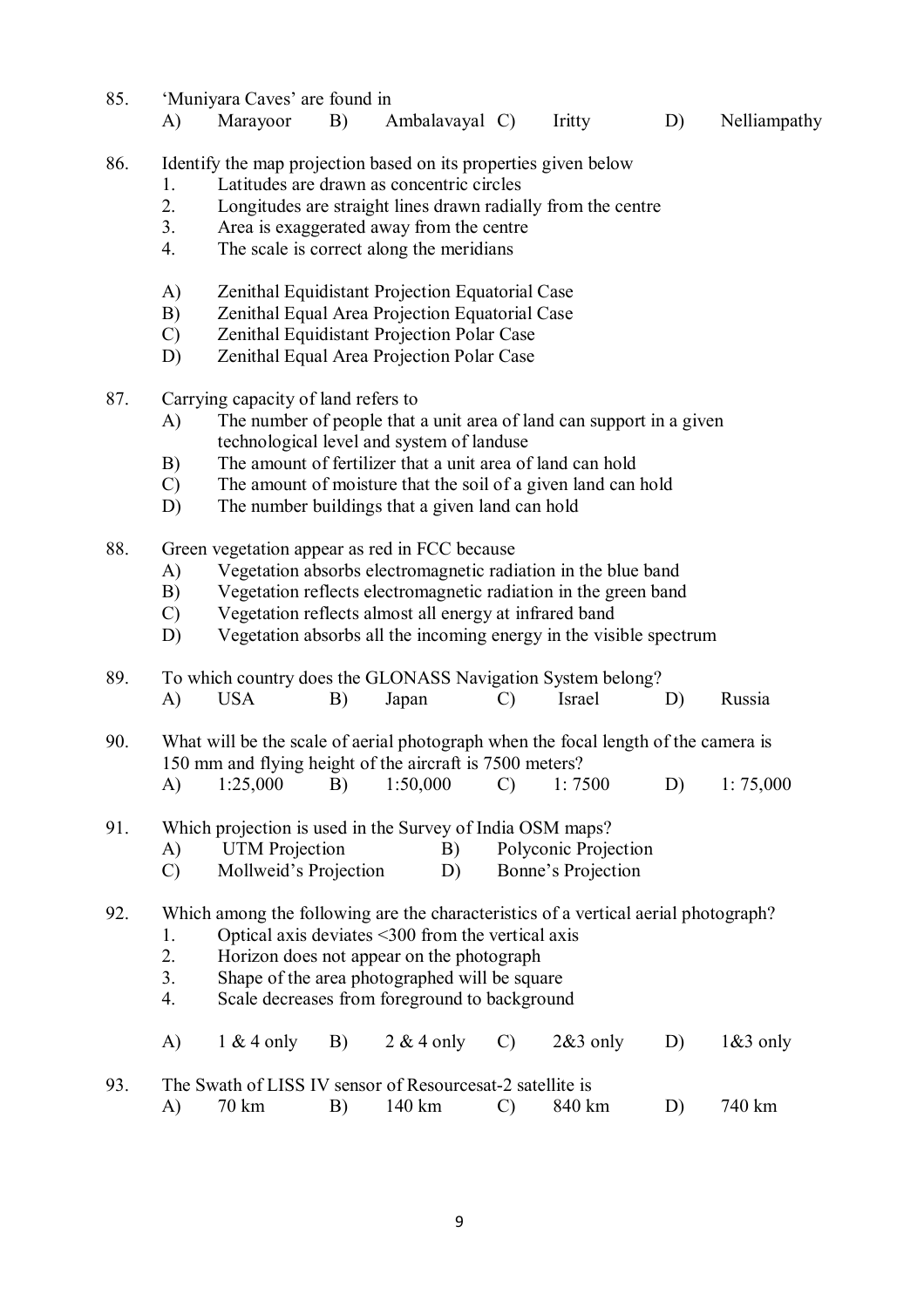85. 'Muniyara Caves' are found in

A) Marayoor B) Ambalavayal C) Iritty D) Nelliampathy

86. Identify the map projection based on its properties given below

1. Latitudes are drawn as concentric circles
2. Longitudes are straight lines drawn radially from the centre
3. Area is exaggerated away from the centre
4. The scale is correct along the meridians

A) Zenithal Equidistant Projection Equatorial Case
B) Zenithal Equal Area Projection Equatorial Case
C) Zenithal Equidistant Projection Polar Case
D) Zenithal Equal Area Projection Polar Case

87. Carrying capacity of land refers to

A) The number of people that a unit area of land can support in a given technological level and system of landuse
B) The amount of fertilizer that a unit area of land can hold
C) The amount of moisture that the soil of a given land can hold
D) The number buildings that a given land can hold

88. Green vegetation appear as red in FCC because

A) Vegetation absorbs electromagnetic radiation in the blue band
B) Vegetation reflects electromagnetic radiation in the green band
C) Vegetation reflects almost all energy at infrared band
D) Vegetation absorbs all the incoming energy in the visible spectrum

89. To which country does the GLONASS Navigation System belong?

A) USA B) Japan C) Israel D) Russia

90. What will be the scale of aerial photograph when the focal length of the camera is 150 mm and flying height of the aircraft is 7500 meters?

A) 1:25,000 B) 1:50,000 C) 1: 7500 D) 1: 75,000

91. Which projection is used in the Survey of India OSM maps?

A) UTM Projection B) Polyconic Projection
C) Mollweid's Projection D) Bonne's Projection

92. Which among the following are the characteristics of a vertical aerial photograph?

1. Optical axis deviates <300 from the vertical axis
2. Horizon does not appear on the photograph
3. Shape of the area photographed will be square
4. Scale decreases from foreground to background

A) 1 & 4 only B) 2 & 4 only C) 2&3 only D) 1&3 only

93. The Swath of LISS IV sensor of Resourcesat-2 satellite is

A) 70 km B) 140 km C) 840 km D) 740 km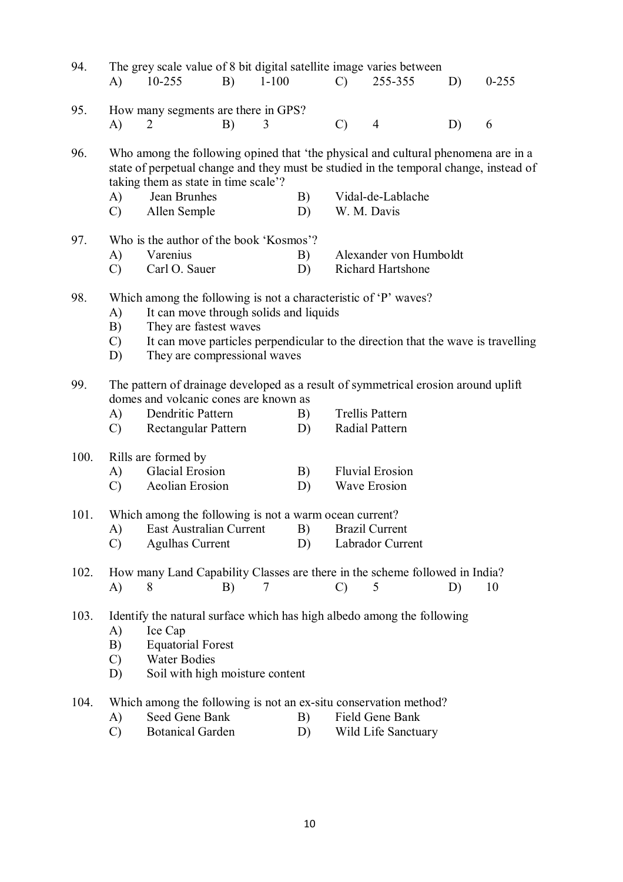94. The grey scale value of 8 bit digital satellite image varies between

A) 10-255 B) 1-100 C) 255-355 D) 0-255

95. How many segments are there in GPS?

A) 2 B) 3 C) 4 D) 6

96. Who among the following opined that 'the physical and cultural phenomena are in a state of perpetual change and they must be studied in the temporal change, instead of taking them as state in time scale'?

A) Jean Brunhes
B) Vidal-de-Lablache
C) Allen Semple
D) W. M. Davis

97. Who is the author of the book 'Kosmos'?

A) Varenius
B) Alexander von Humboldt
C) Carl O. Sauer
D) Richard Hartshone

98. Which among the following is not a characteristic of 'P' waves?

A) It can move through solids and liquids
B) They are fastest waves
C) It can move particles perpendicular to the direction that the wave is travelling
D) They are compressional waves

99. The pattern of drainage developed as a result of symmetrical erosion around uplift domes and volcanic cones are known as

A) Dendritic Pattern
B) Trellis Pattern
C) Rectangular Pattern
D) Radial Pattern

100. Rills are formed by

A) Glacial Erosion
B) Fluvial Erosion
C) Aeolian Erosion
D) Wave Erosion

101. Which among the following is not a warm ocean current?

A) East Australian Current
B) Brazil Current
C) Agulhas Current
D) Labrador Current

102. How many Land Capability Classes are there in the scheme followed in India?

A) 8 B) 7 C) 5 D) 10

103. Identify the natural surface which has high albedo among the following

A) Ice Cap
B) Equatorial Forest
C) Water Bodies
D) Soil with high moisture content

104. Which among the following is not an ex-situ conservation method?

A) Seed Gene Bank
B) Field Gene Bank
C) Botanical Garden
D) Wild Life Sanctuary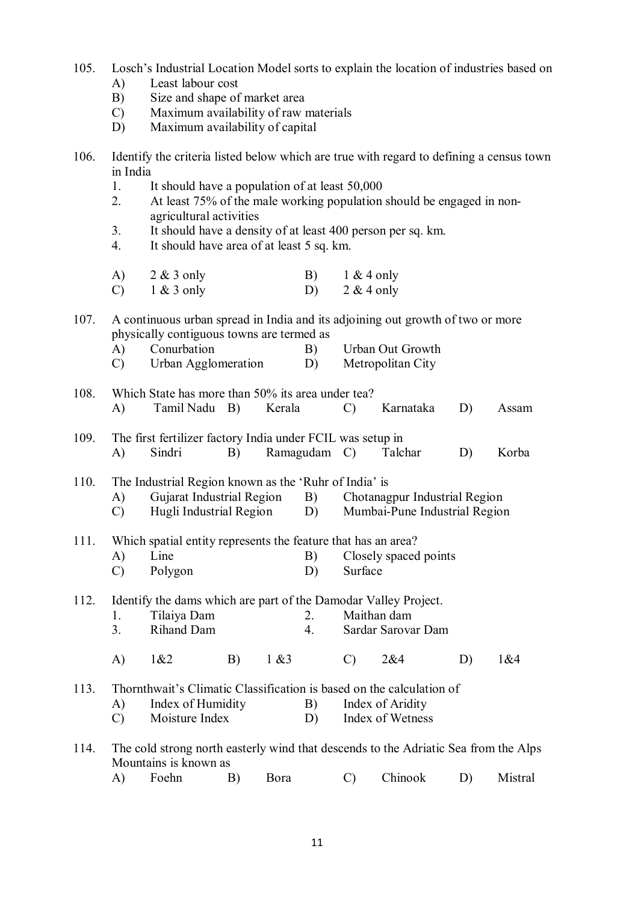105. Losch's Industrial Location Model sorts to explain the location of industries based on
    A) Least labour cost
    B) Size and shape of market area
    C) Maximum availability of raw materials
    D) Maximum availability of capital

106. Identify the criteria listed below which are true with regard to defining a census town in India
    1. It should have a population of at least 50,000
    2. At least 75% of the male working population should be engaged in non-agricultural activities
    3. It should have a density of at least 400 person per sq. km.
    4. It should have area of at least 5 sq. km.

    A) 2 & 3 only  B) 1 & 4 only
    C) 1 & 3 only  D) 2 & 4 only

107. A continuous urban spread in India and its adjoining out growth of two or more physically contiguous towns are termed as
    A) Conurbation  B) Urban Out Growth
    C) Urban Agglomeration  D) Metropolitan City

108. Which State has more than 50% its area under tea?
    A) Tamil Nadu  B) Kerala  C) Karnataka  D) Assam

109. The first fertilizer factory India under FCIL was setup in
    A) Sindri  B) Ramagudam  C) Talchar  D) Korba

110. The Industrial Region known as the 'Ruhr of India' is
    A) Gujarat Industrial Region  B) Chotanagpur Industrial Region
    C) Hugli Industrial Region  D) Mumbai-Pune Industrial Region

111. Which spatial entity represents the feature that has an area?
    A) Line  B) Closely spaced points
    C) Polygon  D) Surface

112. Identify the dams which are part of the Damodar Valley Project.
    1. Tilaiya Dam  2. Maithan dam
    3. Rihand Dam  4. Sardar Sarovar Dam

    A) 1&2  B) 1 &3  C) 2&4  D) 1&4

113. Thornthwait's Climatic Classification is based on the calculation of
    A) Index of Humidity  B) Index of Aridity
    C) Moisture Index  D) Index of Wetness

114. The cold strong north easterly wind that descends to the Adriatic Sea from the Alps Mountains is known as
    A) Foehn  B) Bora  C) Chinook  D) Mistral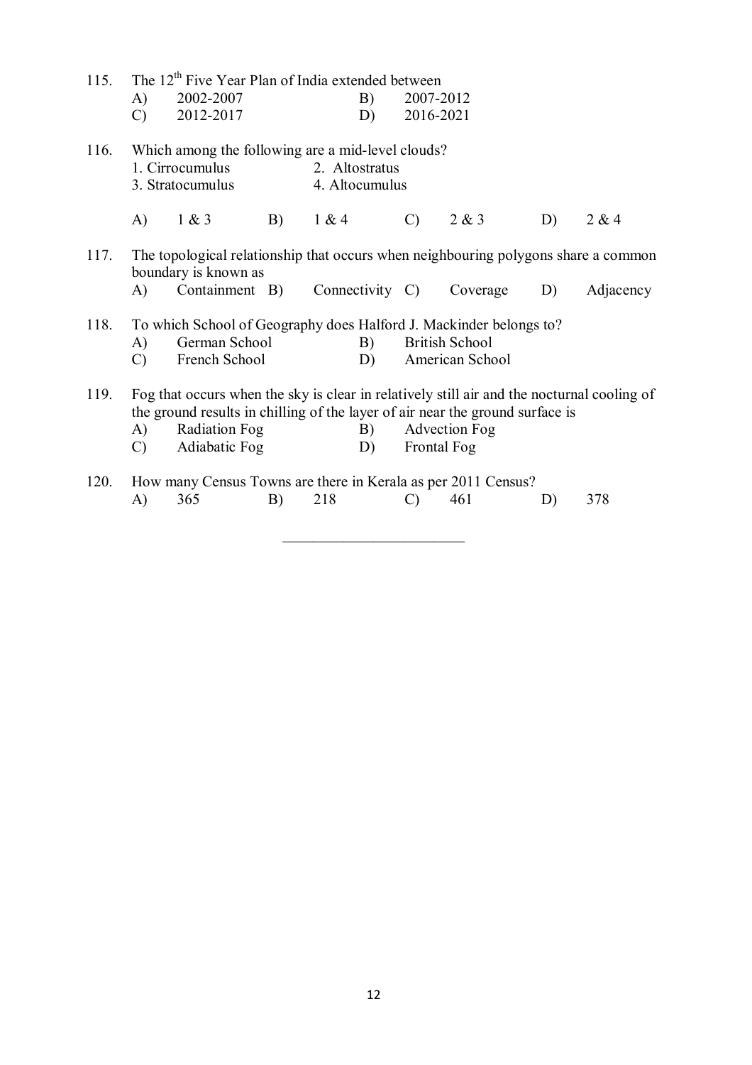115. The 12th Five Year Plan of India extended between

A) 2002-2007
B) 2007-2012
C) 2012-2017
D) 2016-2021

116. Which among the following are a mid-level clouds?

1. Cirrocumulus
2. Altostratus
3. Stratocumulus
4. Altocumulus

A) 1 & 3
B) 1 & 4
C) 2 & 3
D) 2 & 4

117. The topological relationship that occurs when neighbouring polygons share a common boundary is known as

A) Containment
B) Connectivity
C) Coverage
D) Adjacency

118. To which School of Geography does Halford J. Mackinder belongs to?

A) German School
B) British School
C) French School
D) American School

119. Fog that occurs when the sky is clear in relatively still air and the nocturnal cooling of the ground results in chilling of the layer of air near the ground surface is

A) Radiation Fog
B) Advection Fog
C) Adiabatic Fog
D) Frontal Fog

120. How many Census Towns are there in Kerala as per 2011 Census?

A) 365
B) 218
C) 461
D) 378

---